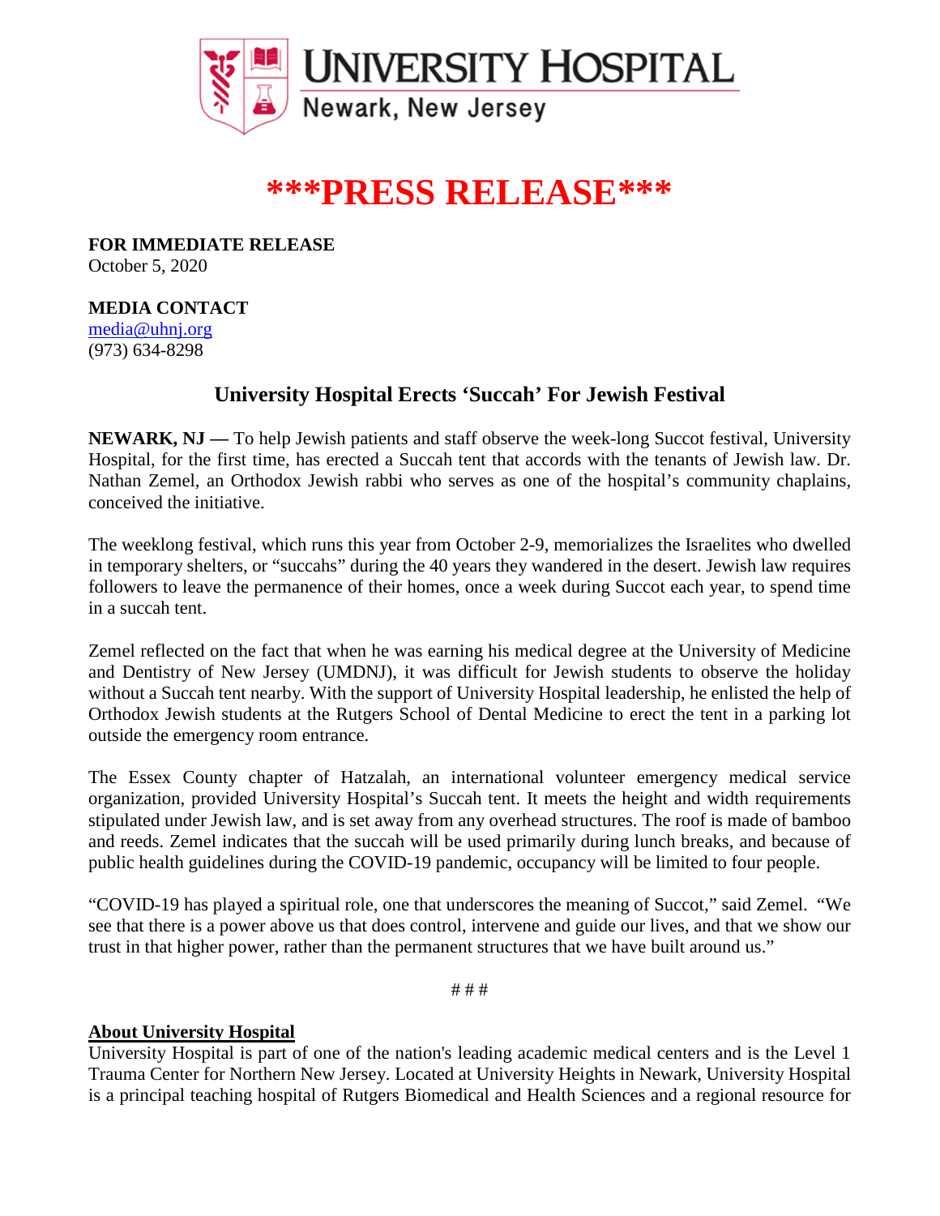**UNIVERSITY HOSPITAL**
Newark, New Jersey

# \*\*\*PRESS RELEASE\*\*\*

**FOR IMMEDIATE RELEASE**
October 5, 2020

**MEDIA CONTACT**
media@uhnj.org
(973) 634-8298

## University Hospital Erects 'Succah' For Jewish Festival

**NEWARK, NJ —** To help Jewish patients and staff observe the week-long Succot festival, University Hospital, for the first time, has erected a Succah tent that accords with the tenants of Jewish law. Dr. Nathan Zemel, an Orthodox Jewish rabbi who serves as one of the hospital's community chaplains, conceived the initiative.

The weeklong festival, which runs this year from October 2-9, memorializes the Israelites who dwelled in temporary shelters, or "succahs" during the 40 years they wandered in the desert. Jewish law requires followers to leave the permanence of their homes, once a week during Succot each year, to spend time in a succah tent.

Zemel reflected on the fact that when he was earning his medical degree at the University of Medicine and Dentistry of New Jersey (UMDNJ), it was difficult for Jewish students to observe the holiday without a Succah tent nearby. With the support of University Hospital leadership, he enlisted the help of Orthodox Jewish students at the Rutgers School of Dental Medicine to erect the tent in a parking lot outside the emergency room entrance.

The Essex County chapter of Hatzalah, an international volunteer emergency medical service organization, provided University Hospital's Succah tent. It meets the height and width requirements stipulated under Jewish law, and is set away from any overhead structures. The roof is made of bamboo and reeds. Zemel indicates that the succah will be used primarily during lunch breaks, and because of public health guidelines during the COVID-19 pandemic, occupancy will be limited to four people.

"COVID-19 has played a spiritual role, one that underscores the meaning of Succot," said Zemel. "We see that there is a power above us that does control, intervene and guide our lives, and that we show our trust in that higher power, rather than the permanent structures that we have built around us."

# # #

**About University Hospital**

University Hospital is part of one of the nation's leading academic medical centers and is the Level 1 Trauma Center for Northern New Jersey. Located at University Heights in Newark, University Hospital is a principal teaching hospital of Rutgers Biomedical and Health Sciences and a regional resource for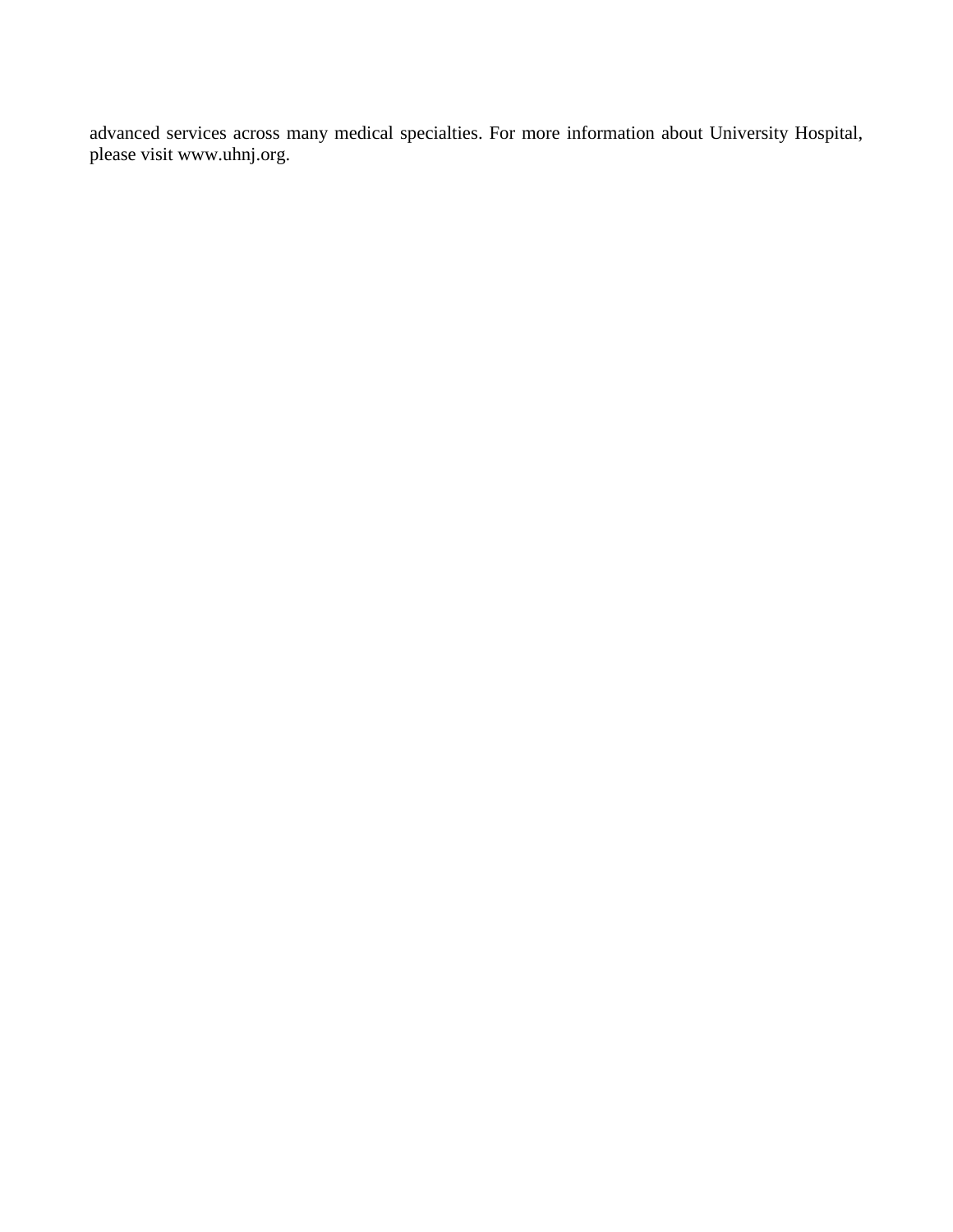advanced services across many medical specialties. For more information about University Hospital, please visit www.uhnj.org.